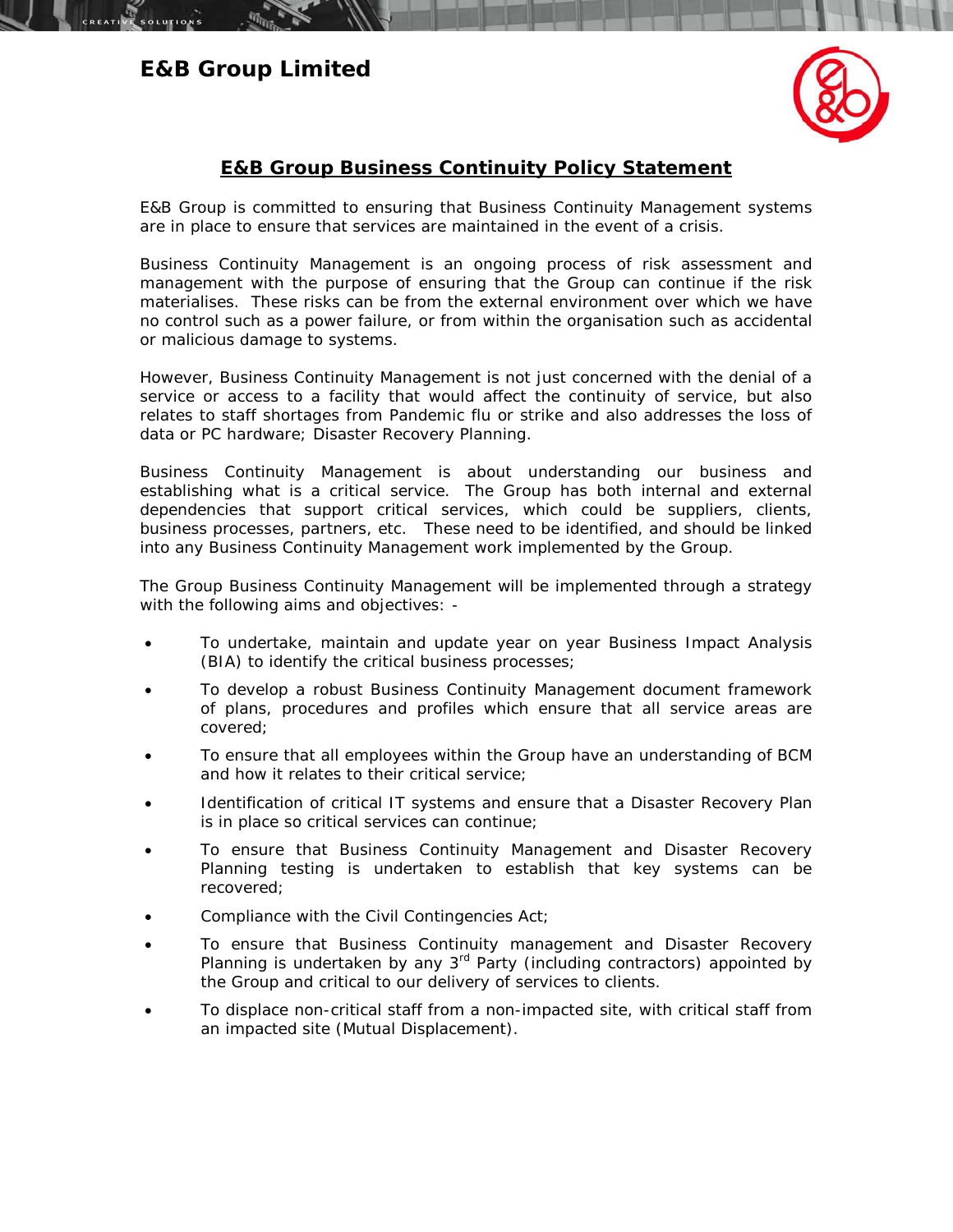# E&B Group Limited

## E&B Group Business Continuity Policy Statement

E&B Group is committed to ensuring that Business Continuity Management systems are in place to ensure that services are maintained in the event of a crisis.

Business Continuity Management is an ongoing process of risk assessment and management with the purpose of ensuring that the Group can continue if the risk materialises. These risks can be from the external environment over which we have no control such as a power failure, or from within the organisation such as accidental or malicious damage to systems.

However, Business Continuity Management is not just concerned with the denial of a service or access to a facility that would affect the continuity of service, but also relates to staff shortages from Pandemic flu or strike and also addresses the loss of data or PC hardware; Disaster Recovery Planning.

Business Continuity Management is about understanding our business and establishing what is a critical service. The Group has both internal and external dependencies that support critical services, which could be suppliers, clients, business processes, partners, etc. These need to be identified, and should be linked into any Business Continuity Management work implemented by the Group.

The Group Business Continuity Management will be implemented through a strategy with the following aims and objectives: -

- To undertake, maintain and update year on year Business Impact Analysis (BIA) to identify the critical business processes;
- To develop a robust Business Continuity Management document framework of plans, procedures and profiles which ensure that all service areas are covered;
- To ensure that all employees within the Group have an understanding of BCM and how it relates to their critical service;
- Identification of critical IT systems and ensure that a Disaster Recovery Plan is in place so critical services can continue;
- To ensure that Business Continuity Management and Disaster Recovery Planning testing is undertaken to establish that key systems can be recovered;
- Compliance with the Civil Contingencies Act;
- To ensure that Business Continuity management and Disaster Recovery Planning is undertaken by any 3rd Party (including contractors) appointed by the Group and critical to our delivery of services to clients.
- To displace non-critical staff from a non-impacted site, with critical staff from an impacted site (Mutual Displacement).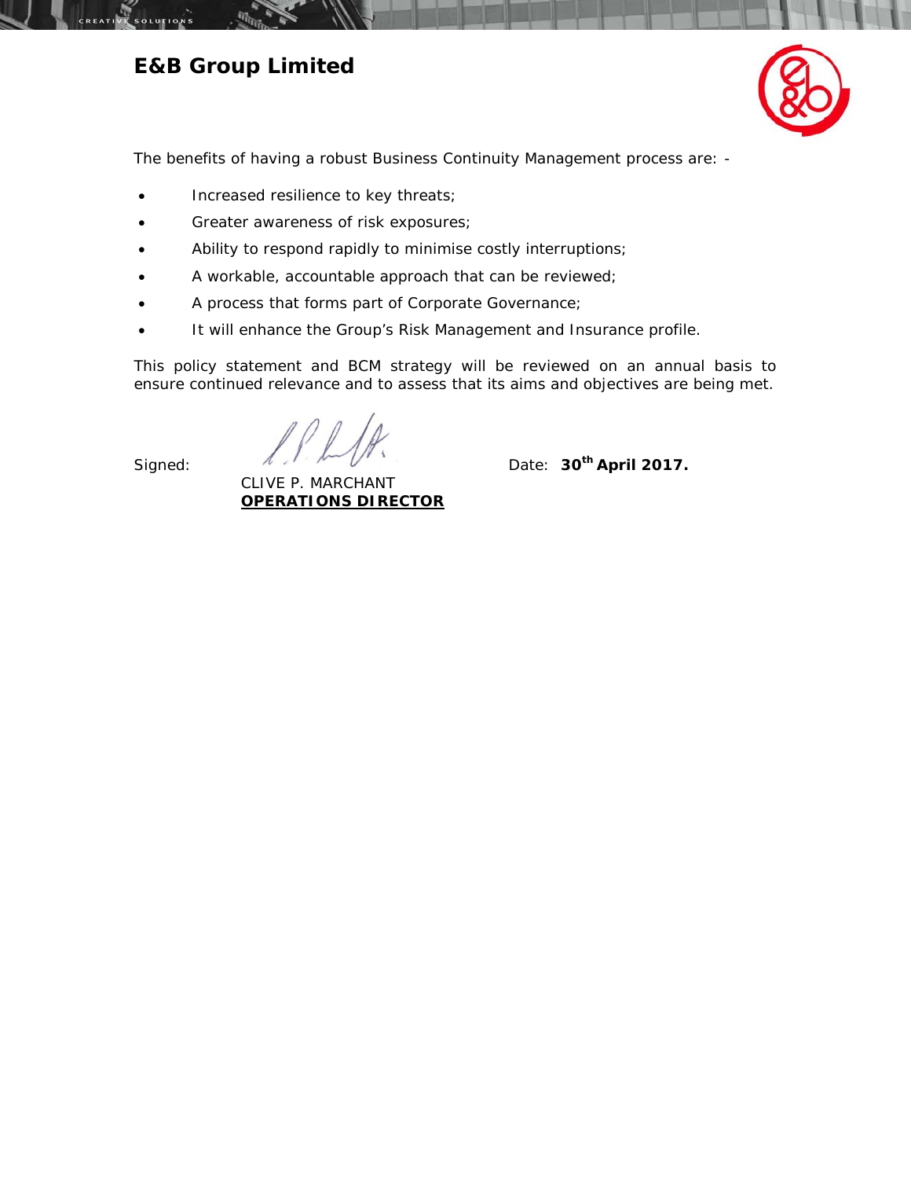# E&B Group Limited

The benefits of having a robust Business Continuity Management process are: -

- Increased resilience to key threats;
- Greater awareness of risk exposures;
- Ability to respond rapidly to minimise costly interruptions;
- A workable, accountable approach that can be reviewed;
- A process that forms part of Corporate Governance;
- It will enhance the Group's Risk Management and Insurance profile.

This policy statement and BCM strategy will be reviewed on an annual basis to ensure continued relevance and to assess that its aims and objectives are being met.

Signed: CLIVE P. MARCHANT
**OPERATIONS DIRECTOR**

Date: **30th April 2017.**